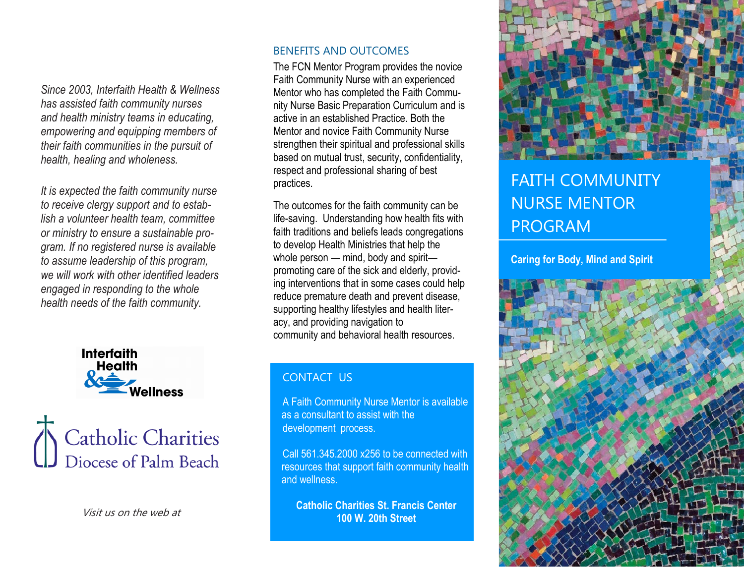*Since 2003, Interfaith Health & Wellness has assisted faith community nurses and health ministry teams in educating, empowering and equipping members of their faith communities in the pursuit of health, healing and wholeness.*

*It is expected the faith community nurse to receive clergy support and to establish a volunteer health team, committee or ministry to ensure a sustainable program. If no registered nurse is available to assume leadership of this program, we will work with other identified leaders engaged in responding to the whole health needs of the faith community.*

Interfaith Health & Wellness

Catholic Charities
Diocese of Palm Beach

*Visit us on the web at*

## BENEFITS AND OUTCOMES

The FCN Mentor Program provides the novice Faith Community Nurse with an experienced Mentor who has completed the Faith Community Nurse Basic Preparation Curriculum and is active in an established Practice. Both the Mentor and novice Faith Community Nurse strengthen their spiritual and professional skills based on mutual trust, security, confidentiality, respect and professional sharing of best practices.

The outcomes for the faith community can be life-saving. Understanding how health fits with faith traditions and beliefs leads congregations to develop Health Ministries that help the whole person — mind, body and spirit— promoting care of the sick and elderly, providing interventions that in some cases could help reduce premature death and prevent disease, supporting healthy lifestyles and health literacy, and providing navigation to community and behavioral health resources.

## CONTACT US

A Faith Community Nurse Mentor is available as a consultant to assist with the development process.

Call 561.345.2000 x256 to be connected with resources that support faith community health and wellness.

**Catholic Charities St. Francis Center**
**100 W. 20th Street**

# FAITH COMMUNITY NURSE MENTOR PROGRAM

**Caring for Body, Mind and Spirit**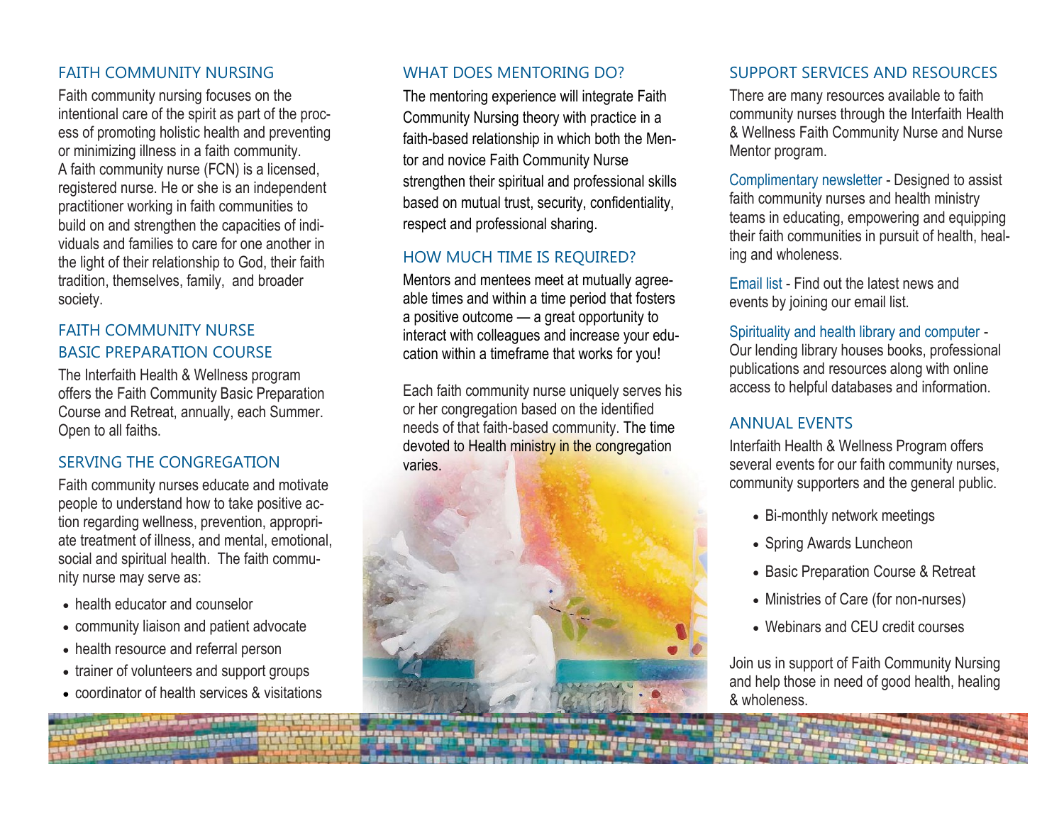## FAITH COMMUNITY NURSING

Faith community nursing focuses on the intentional care of the spirit as part of the process of promoting holistic health and preventing or minimizing illness in a faith community. A faith community nurse (FCN) is a licensed, registered nurse. He or she is an independent practitioner working in faith communities to build on and strengthen the capacities of individuals and families to care for one another in the light of their relationship to God, their faith tradition, themselves, family, and broader society.

## FAITH COMMUNITY NURSE BASIC PREPARATION COURSE

The Interfaith Health & Wellness program offers the Faith Community Basic Preparation Course and Retreat, annually, each Summer. Open to all faiths.

## SERVING THE CONGREGATION

Faith community nurses educate and motivate people to understand how to take positive action regarding wellness, prevention, appropriate treatment of illness, and mental, emotional, social and spiritual health. The faith community nurse may serve as:

- health educator and counselor
- community liaison and patient advocate
- health resource and referral person
- trainer of volunteers and support groups
- coordinator of health services & visitations

## WHAT DOES MENTORING DO?

The mentoring experience will integrate Faith Community Nursing theory with practice in a faith-based relationship in which both the Mentor and novice Faith Community Nurse strengthen their spiritual and professional skills based on mutual trust, security, confidentiality, respect and professional sharing.

## HOW MUCH TIME IS REQUIRED?

Mentors and mentees meet at mutually agreeable times and within a time period that fosters a positive outcome — a great opportunity to interact with colleagues and increase your education within a timeframe that works for you!

Each faith community nurse uniquely serves his or her congregation based on the identified needs of that faith-based community. The time devoted to Health ministry in the congregation varies.

## SUPPORT SERVICES AND RESOURCES

There are many resources available to faith community nurses through the Interfaith Health & Wellness Faith Community Nurse and Nurse Mentor program.

Complimentary newsletter - Designed to assist faith community nurses and health ministry teams in educating, empowering and equipping their faith communities in pursuit of health, healing and wholeness.

Email list - Find out the latest news and events by joining our email list.

Spirituality and health library and computer - Our lending library houses books, professional publications and resources along with online access to helpful databases and information.

## ANNUAL EVENTS

Interfaith Health & Wellness Program offers several events for our faith community nurses, community supporters and the general public.

- Bi-monthly network meetings
- Spring Awards Luncheon
- Basic Preparation Course & Retreat
- Ministries of Care (for non-nurses)
- Webinars and CEU credit courses

Join us in support of Faith Community Nursing and help those in need of good health, healing & wholeness.